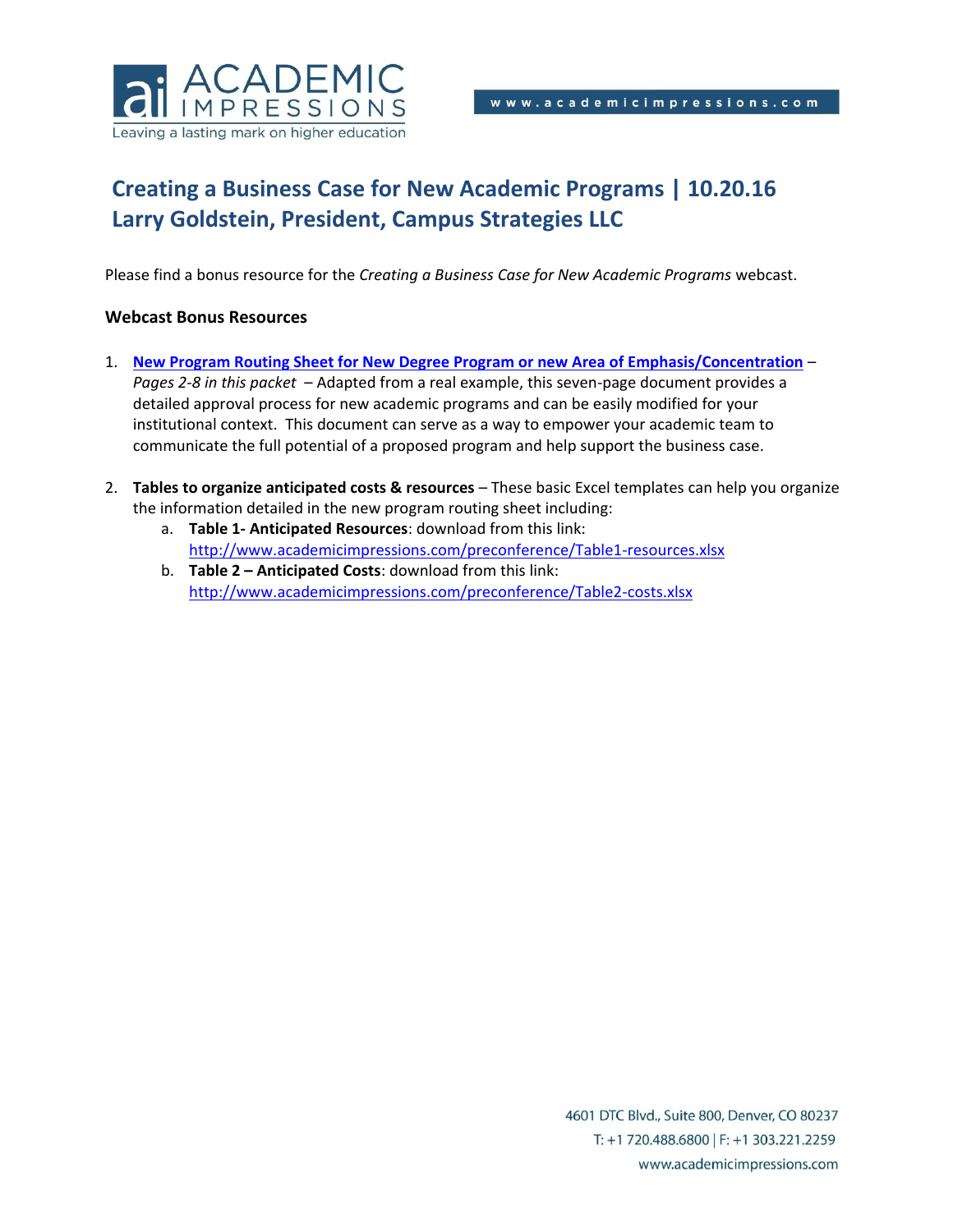# Creating a Business Case for New Academic Programs | 10.20.16
# Larry Goldstein, President, Campus Strategies LLC

Please find a bonus resource for the *Creating a Business Case for New Academic Programs* webcast.

**Webcast Bonus Resources**

1. **New Program Routing Sheet for New Degree Program or new Area of Emphasis/Concentration** – *Pages 2-8 in this packet* – Adapted from a real example, this seven-page document provides a detailed approval process for new academic programs and can be easily modified for your institutional context. This document can serve as a way to empower your academic team to communicate the full potential of a proposed program and help support the business case.

2. **Tables to organize anticipated costs & resources** – These basic Excel templates can help you organize the information detailed in the new program routing sheet including:
   a. **Table 1- Anticipated Resources**: download from this link: http://www.academicimpressions.com/preconference/Table1-resources.xlsx
   b. **Table 2 – Anticipated Costs**: download from this link: http://www.academicimpressions.com/preconference/Table2-costs.xlsx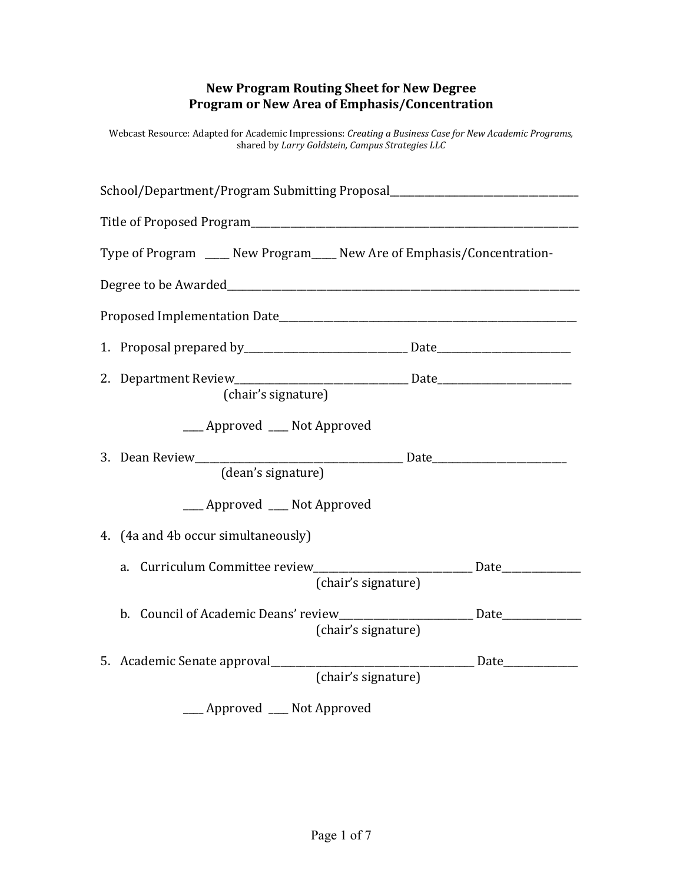**New Program Routing Sheet for New Degree Program or New Area of Emphasis/Concentration**

Webcast Resource: Adapted for Academic Impressions: *Creating a Business Case for New Academic Programs,* shared by *Larry Goldstein, Campus Strategies LLC*

School/Department/Program Submitting Proposal______________________________________

Title of Proposed Program____________________________________________________________________

Type of Program _____ New Program_____ New Are of Emphasis/Concentration-

Degree to be Awarded_________________________________________________________________________

Proposed Implementation Date___________________________________________________________

1. Proposal prepared by_________________________________ Date__________________________

2. Department Review__________________________________ Date__________________________
   (chair's signature)

   ____ Approved ____ Not Approved

3. Dean Review_________________________________________ Date__________________________
   (dean's signature)

   ____ Approved ____ Not Approved

4. (4a and 4b occur simultaneously)

   a. Curriculum Committee review________________________________ Date_______________
      (chair's signature)

   b. Council of Academic Deans' review__________________________ Date_______________
      (chair's signature)

5. Academic Senate approval_________________________________________ Date______________
   (chair's signature)

   ____ Approved ____ Not Approved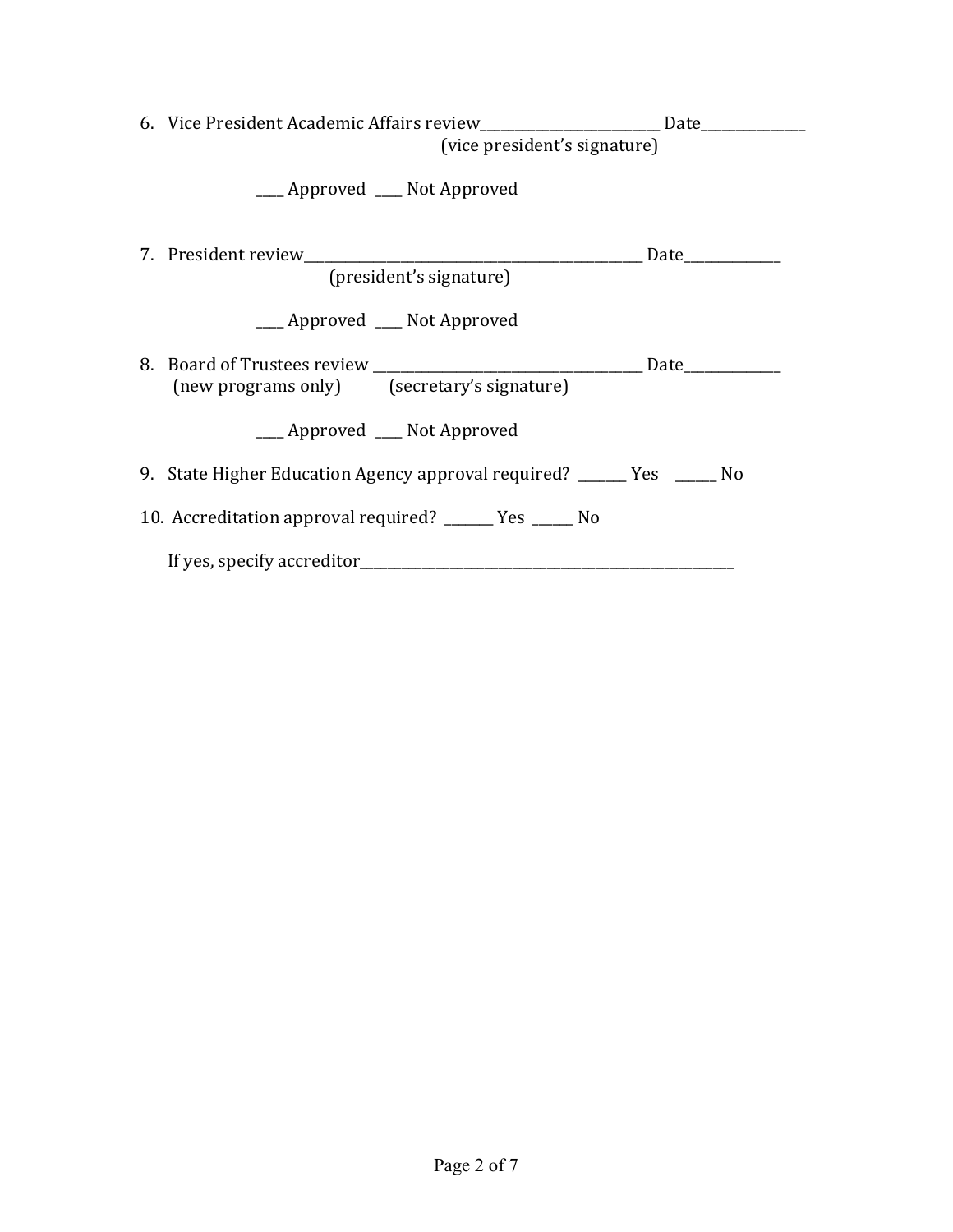6. Vice President Academic Affairs review__________________________ Date_______________
(vice president's signature)

____ Approved ____ Not Approved

7. President review__________________________________________________ Date______________
(president's signature)

____ Approved ____ Not Approved

8. Board of Trustees review ______________________________________ Date______________
(new programs only) (secretary's signature)

____ Approved ____ Not Approved

9. State Higher Education Agency approval required? _______ Yes ______ No

10. Accreditation approval required? _______ Yes ______ No

If yes, specify accreditor_______________________________________________________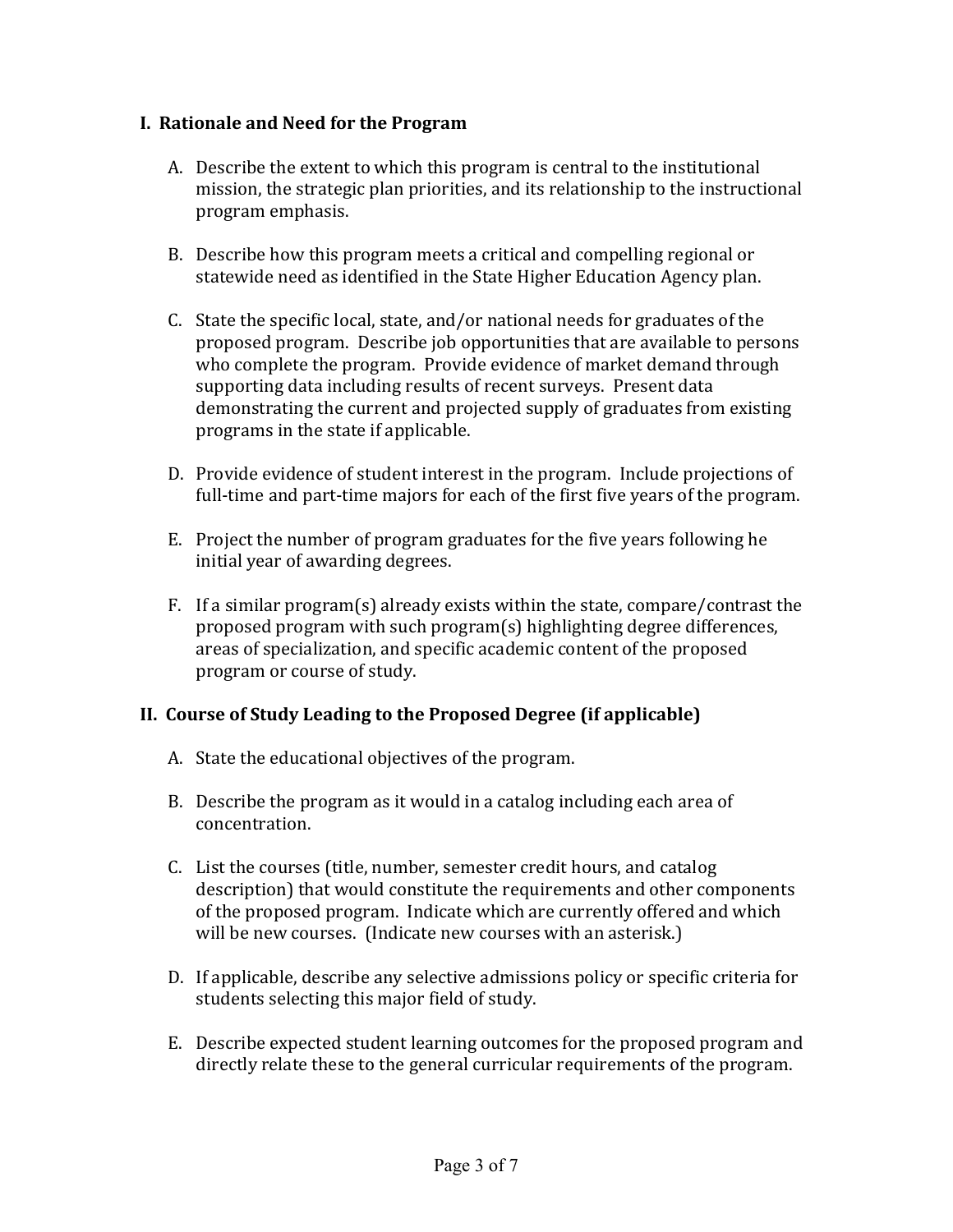## I. Rationale and Need for the Program

A. Describe the extent to which this program is central to the institutional mission, the strategic plan priorities, and its relationship to the instructional program emphasis.

B. Describe how this program meets a critical and compelling regional or statewide need as identified in the State Higher Education Agency plan.

C. State the specific local, state, and/or national needs for graduates of the proposed program. Describe job opportunities that are available to persons who complete the program. Provide evidence of market demand through supporting data including results of recent surveys. Present data demonstrating the current and projected supply of graduates from existing programs in the state if applicable.

D. Provide evidence of student interest in the program. Include projections of full-time and part-time majors for each of the first five years of the program.

E. Project the number of program graduates for the five years following he initial year of awarding degrees.

F. If a similar program(s) already exists within the state, compare/contrast the proposed program with such program(s) highlighting degree differences, areas of specialization, and specific academic content of the proposed program or course of study.

## II. Course of Study Leading to the Proposed Degree (if applicable)

A. State the educational objectives of the program.

B. Describe the program as it would in a catalog including each area of concentration.

C. List the courses (title, number, semester credit hours, and catalog description) that would constitute the requirements and other components of the proposed program. Indicate which are currently offered and which will be new courses. (Indicate new courses with an asterisk.)

D. If applicable, describe any selective admissions policy or specific criteria for students selecting this major field of study.

E. Describe expected student learning outcomes for the proposed program and directly relate these to the general curricular requirements of the program.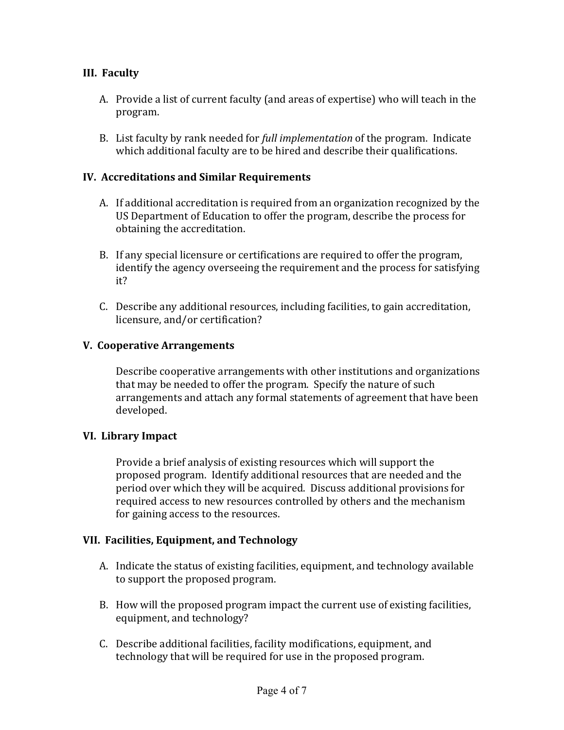## III. Faculty

A. Provide a list of current faculty (and areas of expertise) who will teach in the program.

B. List faculty by rank needed for *full implementation* of the program. Indicate which additional faculty are to be hired and describe their qualifications.

## IV. Accreditations and Similar Requirements

A. If additional accreditation is required from an organization recognized by the US Department of Education to offer the program, describe the process for obtaining the accreditation.

B. If any special licensure or certifications are required to offer the program, identify the agency overseeing the requirement and the process for satisfying it?

C. Describe any additional resources, including facilities, to gain accreditation, licensure, and/or certification?

## V. Cooperative Arrangements

Describe cooperative arrangements with other institutions and organizations that may be needed to offer the program. Specify the nature of such arrangements and attach any formal statements of agreement that have been developed.

## VI. Library Impact

Provide a brief analysis of existing resources which will support the proposed program. Identify additional resources that are needed and the period over which they will be acquired. Discuss additional provisions for required access to new resources controlled by others and the mechanism for gaining access to the resources.

## VII. Facilities, Equipment, and Technology

A. Indicate the status of existing facilities, equipment, and technology available to support the proposed program.

B. How will the proposed program impact the current use of existing facilities, equipment, and technology?

C. Describe additional facilities, facility modifications, equipment, and technology that will be required for use in the proposed program.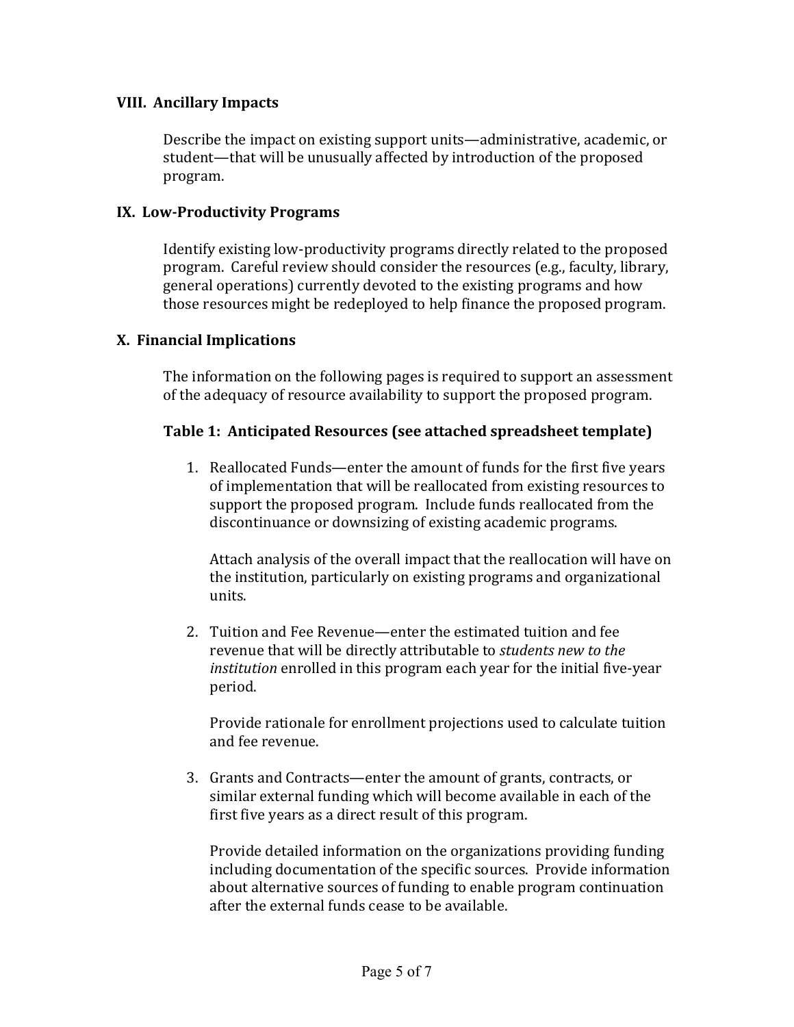## VIII. Ancillary Impacts

Describe the impact on existing support units—administrative, academic, or student—that will be unusually affected by introduction of the proposed program.

## IX. Low-Productivity Programs

Identify existing low-productivity programs directly related to the proposed program. Careful review should consider the resources (e.g., faculty, library, general operations) currently devoted to the existing programs and how those resources might be redeployed to help finance the proposed program.

## X. Financial Implications

The information on the following pages is required to support an assessment of the adequacy of resource availability to support the proposed program.

### Table 1: Anticipated Resources (see attached spreadsheet template)

1. Reallocated Funds—enter the amount of funds for the first five years of implementation that will be reallocated from existing resources to support the proposed program. Include funds reallocated from the discontinuance or downsizing of existing academic programs.

   Attach analysis of the overall impact that the reallocation will have on the institution, particularly on existing programs and organizational units.

2. Tuition and Fee Revenue—enter the estimated tuition and fee revenue that will be directly attributable to *students new to the institution* enrolled in this program each year for the initial five-year period.

   Provide rationale for enrollment projections used to calculate tuition and fee revenue.

3. Grants and Contracts—enter the amount of grants, contracts, or similar external funding which will become available in each of the first five years as a direct result of this program.

   Provide detailed information on the organizations providing funding including documentation of the specific sources. Provide information about alternative sources of funding to enable program continuation after the external funds cease to be available.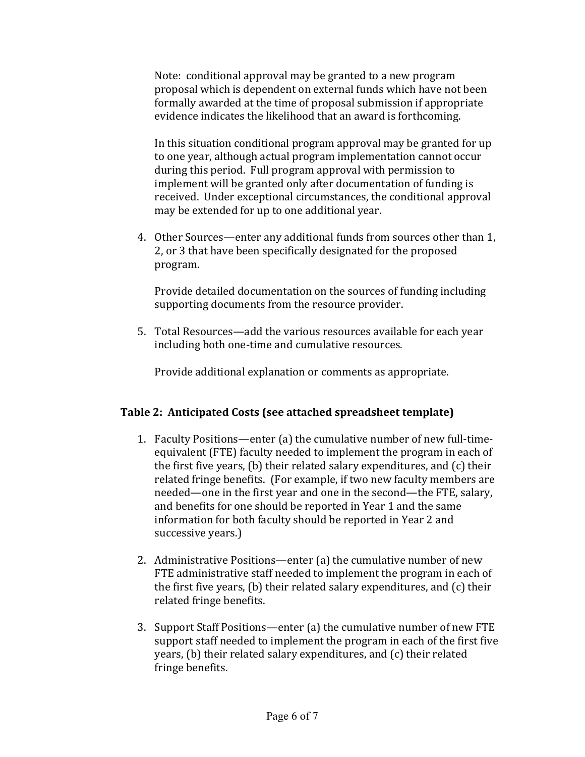Note: conditional approval may be granted to a new program proposal which is dependent on external funds which have not been formally awarded at the time of proposal submission if appropriate evidence indicates the likelihood that an award is forthcoming.

In this situation conditional program approval may be granted for up to one year, although actual program implementation cannot occur during this period. Full program approval with permission to implement will be granted only after documentation of funding is received. Under exceptional circumstances, the conditional approval may be extended for up to one additional year.

4. Other Sources—enter any additional funds from sources other than 1, 2, or 3 that have been specifically designated for the proposed program.

   Provide detailed documentation on the sources of funding including supporting documents from the resource provider.

5. Total Resources—add the various resources available for each year including both one-time and cumulative resources.

   Provide additional explanation or comments as appropriate.

**Table 2: Anticipated Costs (see attached spreadsheet template)**

1. Faculty Positions—enter (a) the cumulative number of new full-time-equivalent (FTE) faculty needed to implement the program in each of the first five years, (b) their related salary expenditures, and (c) their related fringe benefits. (For example, if two new faculty members are needed—one in the first year and one in the second—the FTE, salary, and benefits for one should be reported in Year 1 and the same information for both faculty should be reported in Year 2 and successive years.)

2. Administrative Positions—enter (a) the cumulative number of new FTE administrative staff needed to implement the program in each of the first five years, (b) their related salary expenditures, and (c) their related fringe benefits.

3. Support Staff Positions—enter (a) the cumulative number of new FTE support staff needed to implement the program in each of the first five years, (b) their related salary expenditures, and (c) their related fringe benefits.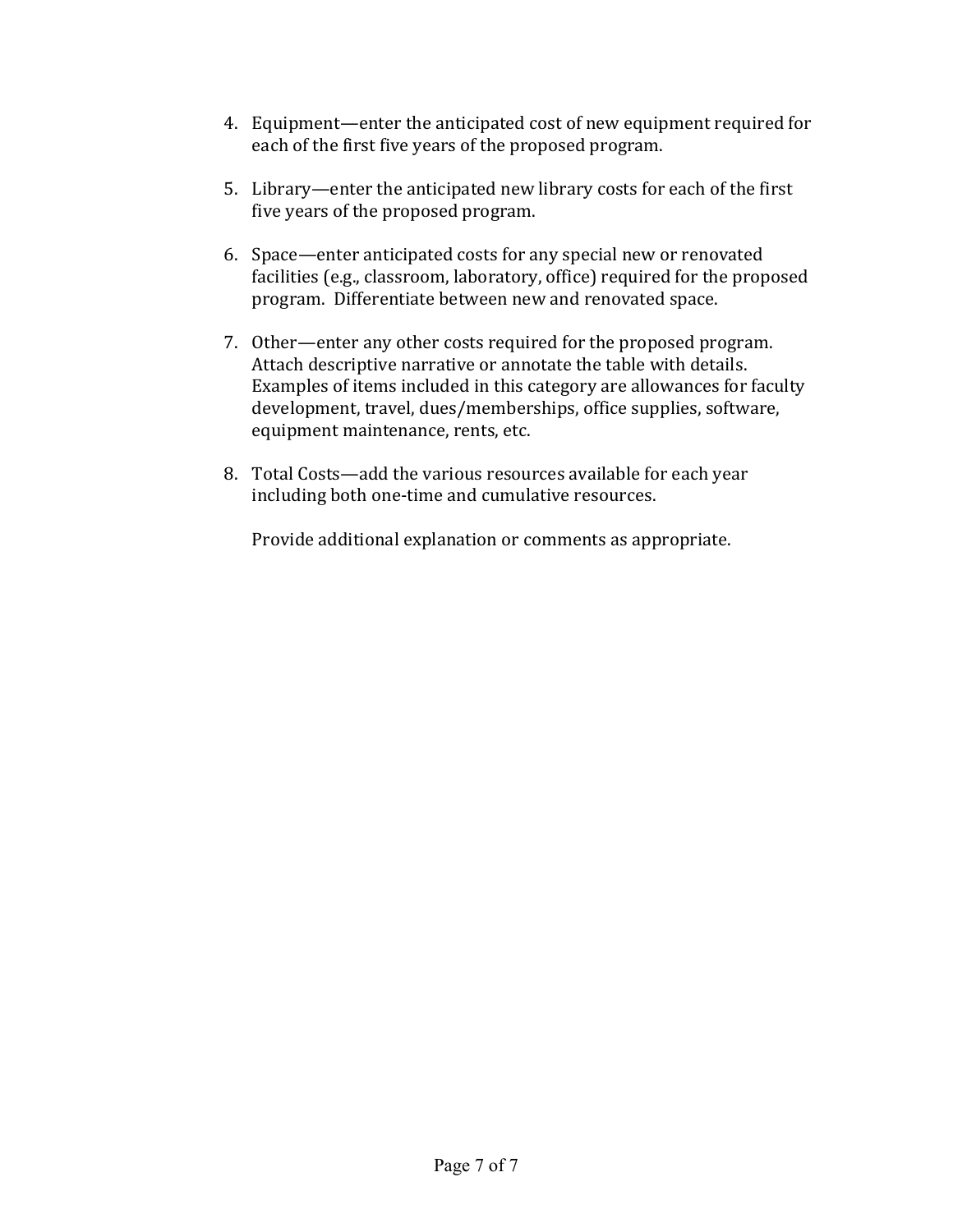4. Equipment—enter the anticipated cost of new equipment required for each of the first five years of the proposed program.

5. Library—enter the anticipated new library costs for each of the first five years of the proposed program.

6. Space—enter anticipated costs for any special new or renovated facilities (e.g., classroom, laboratory, office) required for the proposed program. Differentiate between new and renovated space.

7. Other—enter any other costs required for the proposed program. Attach descriptive narrative or annotate the table with details. Examples of items included in this category are allowances for faculty development, travel, dues/memberships, office supplies, software, equipment maintenance, rents, etc.

8. Total Costs—add the various resources available for each year including both one-time and cumulative resources.

   Provide additional explanation or comments as appropriate.